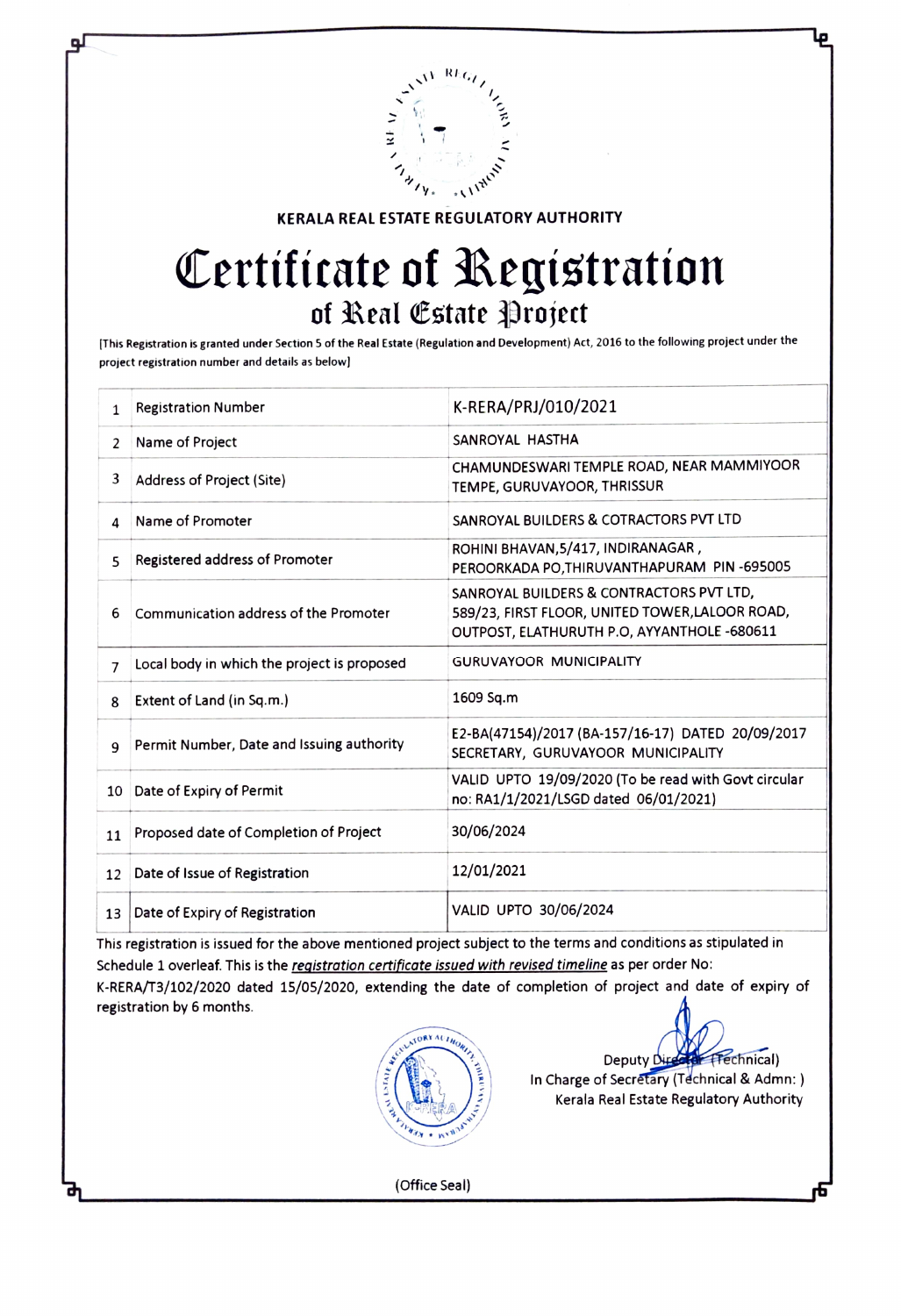**KERALA REAL ESTATE REGULATORY AUTHORITY**

# Certificate of Registration

## of Real Estate Project

[This Registration is granted under Section 5 of the Real Estate (Regulation and Development) Act, 2016 to the following project under the project registration number and details as below]

| | | |
|---|---|---|
| 1 | Registration Number | K-RERA/PRJ/010/2021 |
| 2 | Name of Project | SANROYAL HASTHA |
| 3 | Address of Project (Site) | CHAMUNDESWARI TEMPLE ROAD, NEAR MAMMIYOOR TEMPE, GURUVAYOOR, THRISSUR |
| 4 | Name of Promoter | SANROYAL BUILDERS & COTRACTORS PVT LTD |
| 5 | Registered address of Promoter | ROHINI BHAVAN,5/417, INDIRANAGAR , PEROORKADA PO,THIRUVANTHAPURAM PIN -695005 |
| 6 | Communication address of the Promoter | SANROYAL BUILDERS & CONTRACTORS PVT LTD, 589/23, FIRST FLOOR, UNITED TOWER,LALOOR ROAD, OUTPOST, ELATHURUTH P.O, AYYANTHOLE -680611 |
| 7 | Local body in which the project is proposed | GURUVAYOOR MUNICIPALITY |
| 8 | Extent of Land (in Sq.m.) | 1609 Sq.m |
| 9 | Permit Number, Date and Issuing authority | E2-BA(47154)/2017 (BA-157/16-17) DATED 20/09/2017 SECRETARY, GURUVAYOOR MUNICIPALITY |
| 10 | Date of Expiry of Permit | VALID UPTO 19/09/2020 (To be read with Govt circular no: RA1/1/2021/LSGD dated 06/01/2021) |
| 11 | Proposed date of Completion of Project | 30/06/2024 |
| 12 | Date of Issue of Registration | 12/01/2021 |
| 13 | Date of Expiry of Registration | VALID UPTO 30/06/2024 |

This registration is issued for the above mentioned project subject to the terms and conditions as stipulated in Schedule 1 overleaf. This is the *registration certificate issued with revised timeline* as per order No: K-RERA/T3/102/2020 dated 15/05/2020, extending the date of completion of project and date of expiry of registration by 6 months.

Deputy Director (Technical)
In Charge of Secretary (Technical & Admn: )
Kerala Real Estate Regulatory Authority

(Office Seal)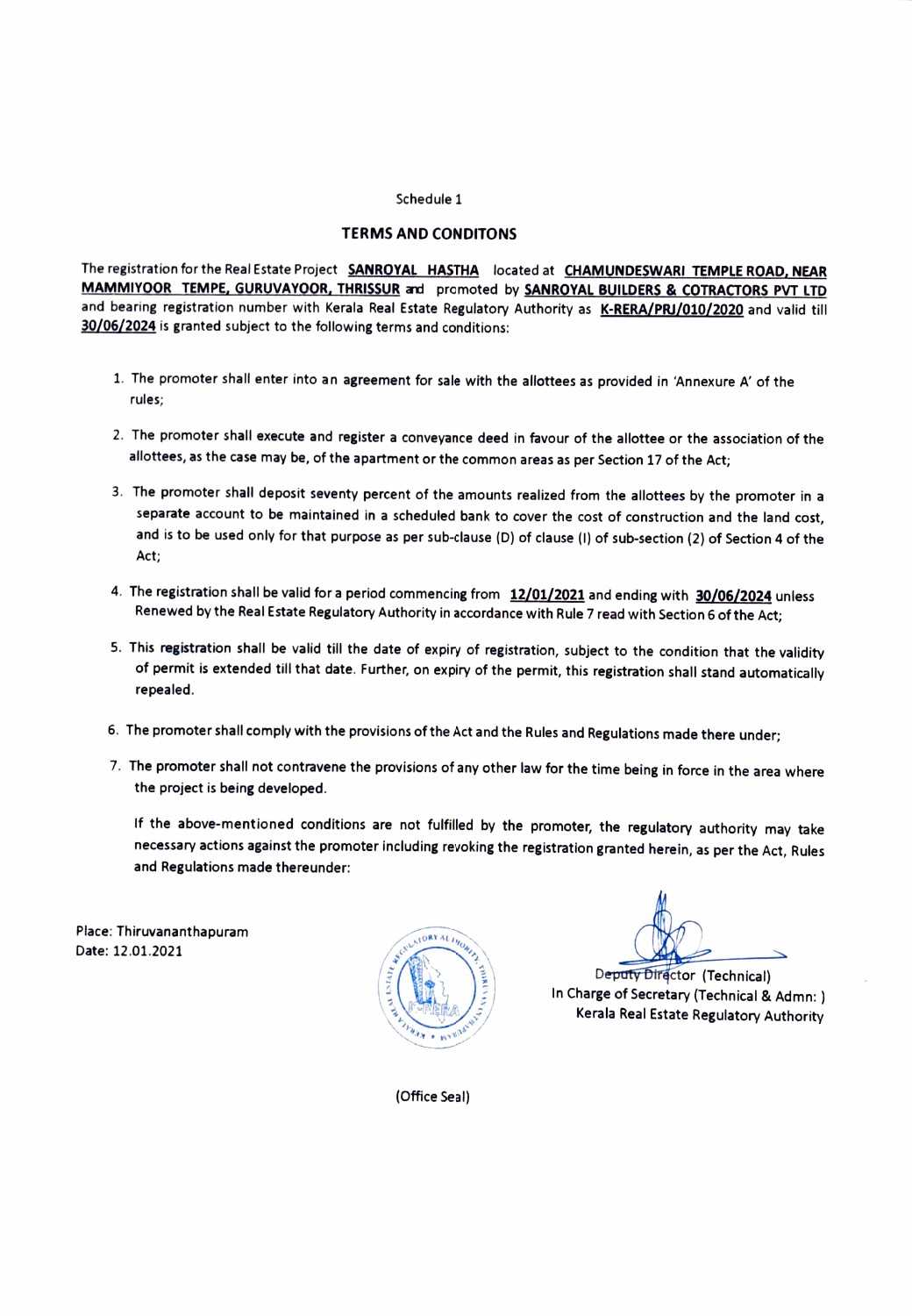Schedule 1

## TERMS AND CONDITONS

The registration for the Real Estate Project **SANROYAL HASTHA** located at **CHAMUNDESWARI TEMPLE ROAD, NEAR MAMMIYOOR TEMPE, GURUVAYOOR, THRISSUR** and promoted by **SANROYAL BUILDERS & COTRACTORS PVT LTD** and bearing registration number with Kerala Real Estate Regulatory Authority as **K-RERA/PRJ/010/2020** and valid till **30/06/2024** is granted subject to the following terms and conditions:

1. The promoter shall enter into an agreement for sale with the allottees as provided in 'Annexure A' of the rules;
2. The promoter shall execute and register a conveyance deed in favour of the allottee or the association of the allottees, as the case may be, of the apartment or the common areas as per Section 17 of the Act;
3. The promoter shall deposit seventy percent of the amounts realized from the allottees by the promoter in a separate account to be maintained in a scheduled bank to cover the cost of construction and the land cost, and is to be used only for that purpose as per sub-clause (D) of clause (I) of sub-section (2) of Section 4 of the Act;
4. The registration shall be valid for a period commencing from **12/01/2021** and ending with **30/06/2024** unless Renewed by the Real Estate Regulatory Authority in accordance with Rule 7 read with Section 6 of the Act;
5. This registration shall be valid till the date of expiry of registration, subject to the condition that the validity of permit is extended till that date. Further, on expiry of the permit, this registration shall stand automatically repealed.
6. The promoter shall comply with the provisions of the Act and the Rules and Regulations made there under;
7. The promoter shall not contravene the provisions of any other law for the time being in force in the area where the project is being developed.

If the above-mentioned conditions are not fulfilled by the promoter, the regulatory authority may take necessary actions against the promoter including revoking the registration granted herein, as per the Act, Rules and Regulations made thereunder:

Place: Thiruvananthapuram
Date: 12.01.2021

Deputy Director (Technical)
In Charge of Secretary (Technical & Admn: )
Kerala Real Estate Regulatory Authority

(Office Seal)